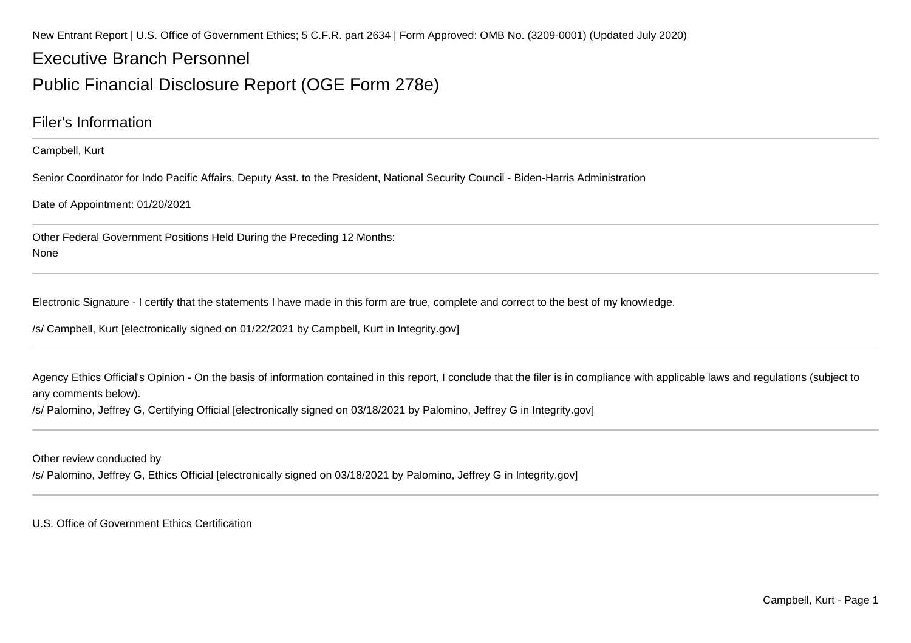New Entrant Report | U.S. Office of Government Ethics; 5 C.F.R. part 2634 | Form Approved: OMB No. (3209-0001) (Updated July 2020)

# Executive Branch Personnel

# Public Financial Disclosure Report (OGE Form 278e)

## Filer's Information

Campbell, Kurt

Senior Coordinator for Indo Pacific Affairs, Deputy Asst. to the President, National Security Council - Biden-Harris Administration

Date of Appointment: 01/20/2021

---

Other Federal Government Positions Held During the Preceding 12 Months:
None

---

Electronic Signature - I certify that the statements I have made in this form are true, complete and correct to the best of my knowledge.

/s/ Campbell, Kurt [electronically signed on 01/22/2021 by Campbell, Kurt in Integrity.gov]

---

Agency Ethics Official's Opinion - On the basis of information contained in this report, I conclude that the filer is in compliance with applicable laws and regulations (subject to any comments below).
/s/ Palomino, Jeffrey G, Certifying Official [electronically signed on 03/18/2021 by Palomino, Jeffrey G in Integrity.gov]

---

Other review conducted by
/s/ Palomino, Jeffrey G, Ethics Official [electronically signed on 03/18/2021 by Palomino, Jeffrey G in Integrity.gov]

---

U.S. Office of Government Ethics Certification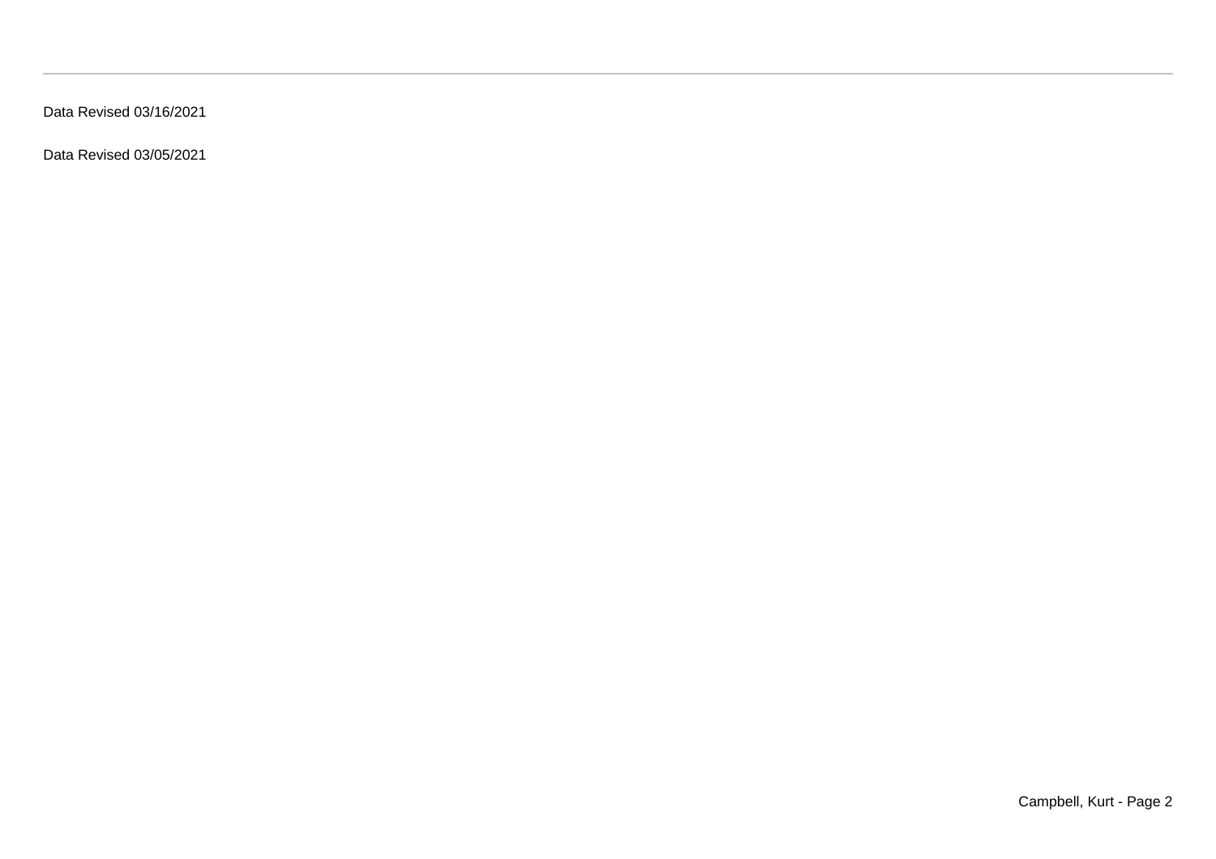Data Revised 03/16/2021

Data Revised 03/05/2021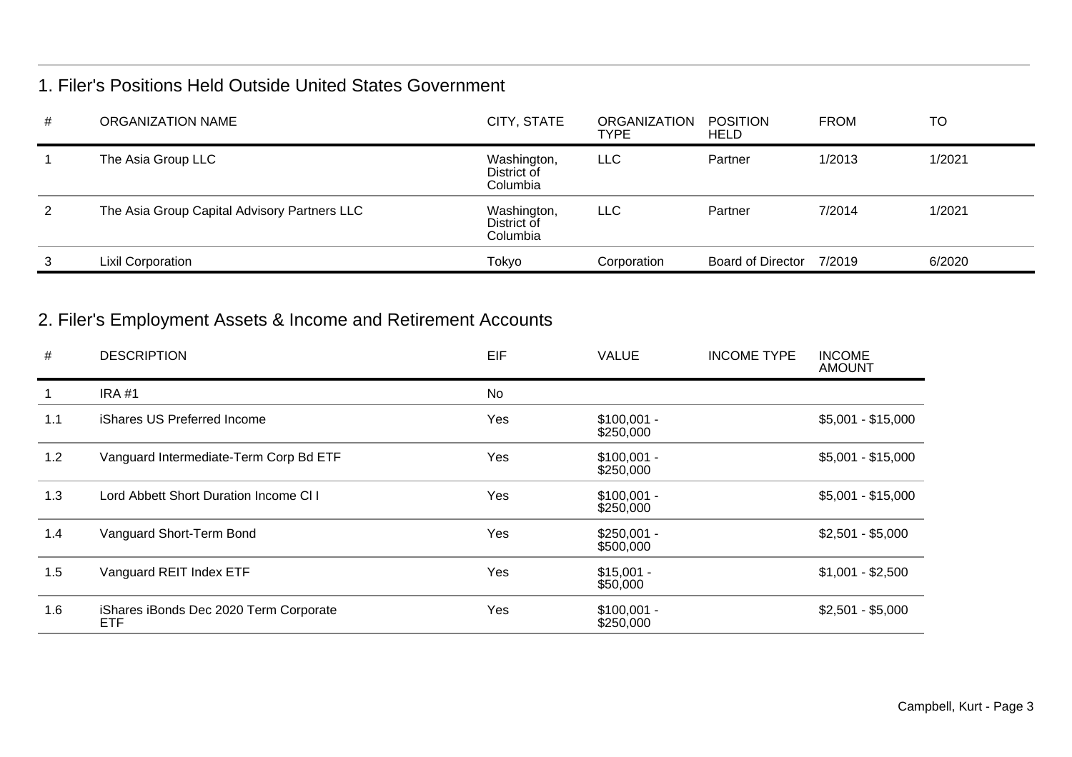## 1. Filer's Positions Held Outside United States Government

| # | ORGANIZATION NAME | CITY, STATE | ORGANIZATION TYPE | POSITION HELD | FROM | TO |
|---|---|---|---|---|---|---|
| 1 | The Asia Group LLC | Washington, District of Columbia | LLC | Partner | 1/2013 | 1/2021 |
| 2 | The Asia Group Capital Advisory Partners LLC | Washington, District of Columbia | LLC | Partner | 7/2014 | 1/2021 |
| 3 | Lixil Corporation | Tokyo | Corporation | Board of Director | 7/2019 | 6/2020 |

## 2. Filer's Employment Assets & Income and Retirement Accounts

| # | DESCRIPTION | EIF | VALUE | INCOME TYPE | INCOME AMOUNT |
|---|---|---|---|---|---|
| 1 | IRA #1 | No | | | |
| 1.1 | iShares US Preferred Income | Yes | $100,001 - $250,000 | | $5,001 - $15,000 |
| 1.2 | Vanguard Intermediate-Term Corp Bd ETF | Yes | $100,001 - $250,000 | | $5,001 - $15,000 |
| 1.3 | Lord Abbett Short Duration Income Cl I | Yes | $100,001 - $250,000 | | $5,001 - $15,000 |
| 1.4 | Vanguard Short-Term Bond | Yes | $250,001 - $500,000 | | $2,501 - $5,000 |
| 1.5 | Vanguard REIT Index ETF | Yes | $15,001 - $50,000 | | $1,001 - $2,500 |
| 1.6 | iShares iBonds Dec 2020 Term Corporate ETF | Yes | $100,001 - $250,000 | | $2,501 - $5,000 |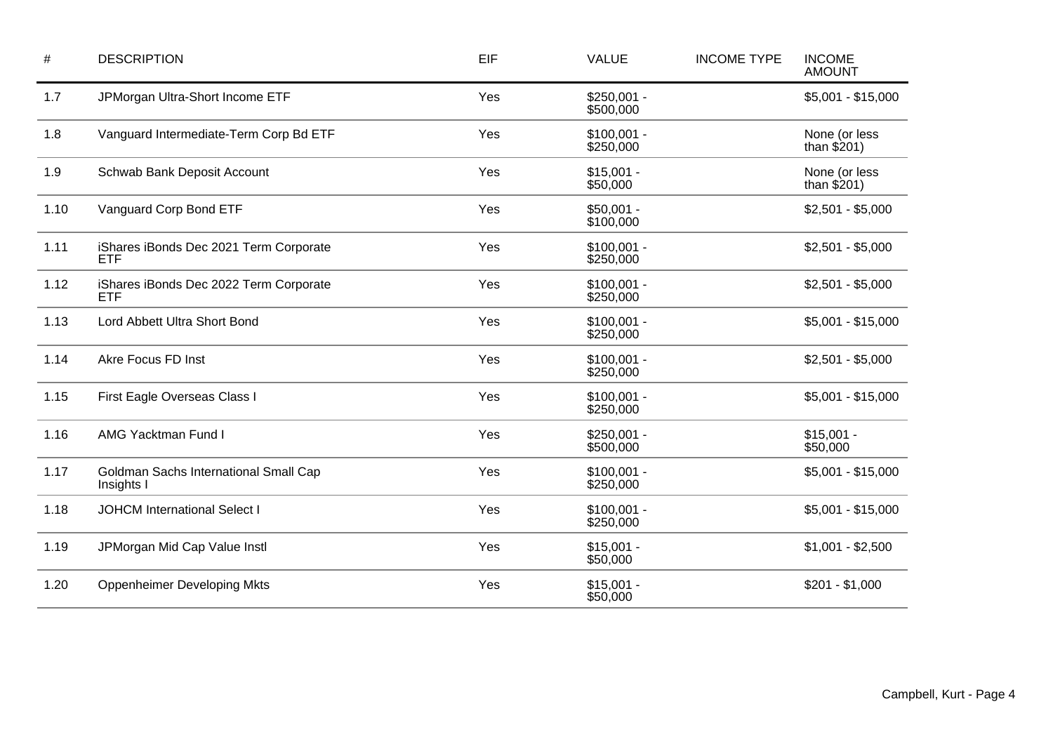| # | DESCRIPTION | EIF | VALUE | INCOME TYPE | INCOME AMOUNT |
|---|---|---|---|---|---|
| 1.7 | JPMorgan Ultra-Short Income ETF | Yes | $250,001 - $500,000 | | $5,001 - $15,000 |
| 1.8 | Vanguard Intermediate-Term Corp Bd ETF | Yes | $100,001 - $250,000 | | None (or less than $201) |
| 1.9 | Schwab Bank Deposit Account | Yes | $15,001 - $50,000 | | None (or less than $201) |
| 1.10 | Vanguard Corp Bond ETF | Yes | $50,001 - $100,000 | | $2,501 - $5,000 |
| 1.11 | iShares iBonds Dec 2021 Term Corporate ETF | Yes | $100,001 - $250,000 | | $2,501 - $5,000 |
| 1.12 | iShares iBonds Dec 2022 Term Corporate ETF | Yes | $100,001 - $250,000 | | $2,501 - $5,000 |
| 1.13 | Lord Abbett Ultra Short Bond | Yes | $100,001 - $250,000 | | $5,001 - $15,000 |
| 1.14 | Akre Focus FD Inst | Yes | $100,001 - $250,000 | | $2,501 - $5,000 |
| 1.15 | First Eagle Overseas Class I | Yes | $100,001 - $250,000 | | $5,001 - $15,000 |
| 1.16 | AMG Yacktman Fund I | Yes | $250,001 - $500,000 | | $15,001 - $50,000 |
| 1.17 | Goldman Sachs International Small Cap Insights I | Yes | $100,001 - $250,000 | | $5,001 - $15,000 |
| 1.18 | JOHCM International Select I | Yes | $100,001 - $250,000 | | $5,001 - $15,000 |
| 1.19 | JPMorgan Mid Cap Value Instl | Yes | $15,001 - $50,000 | | $1,001 - $2,500 |
| 1.20 | Oppenheimer Developing Mkts | Yes | $15,001 - $50,000 | | $201 - $1,000 |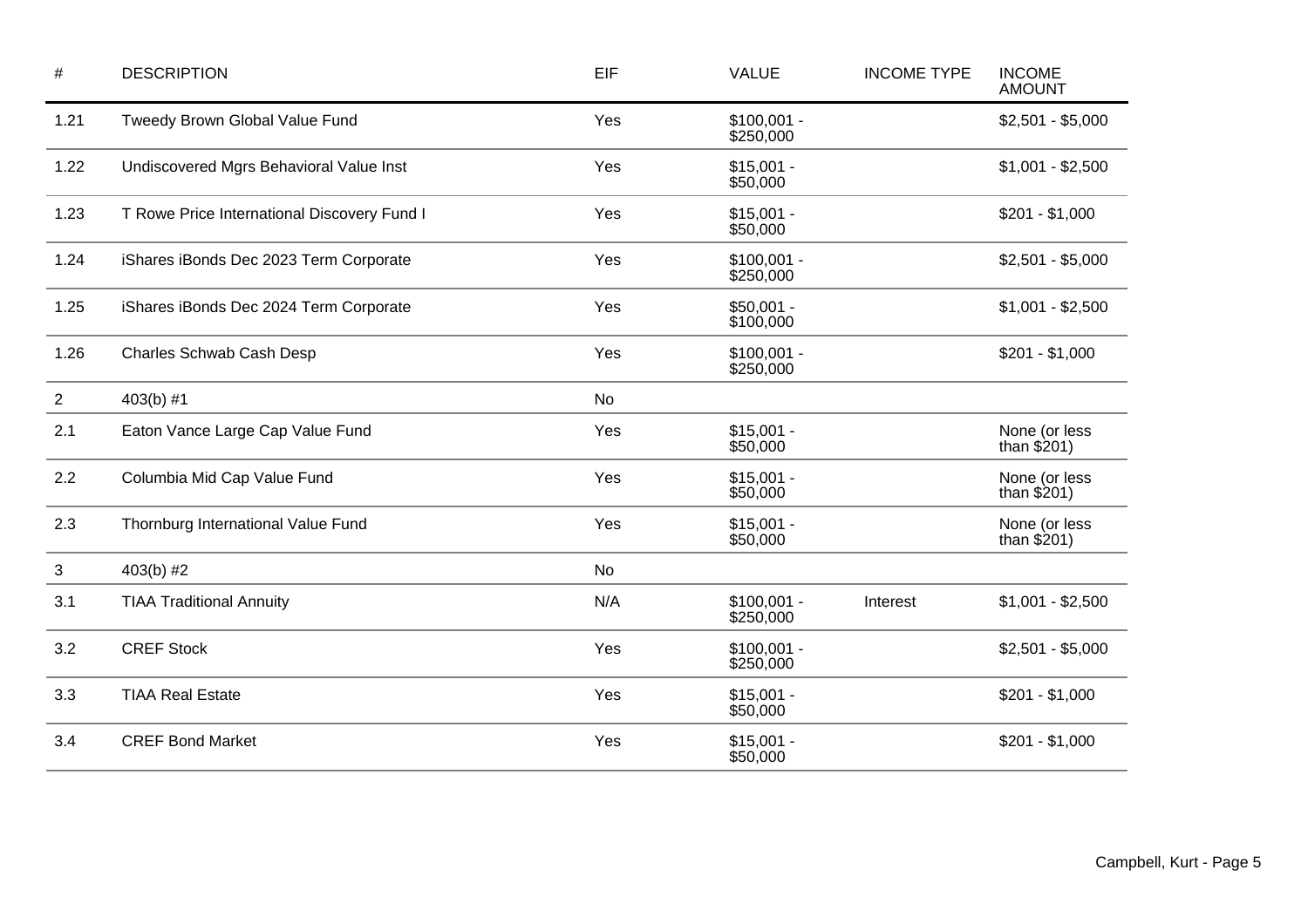| # | DESCRIPTION | EIF | VALUE | INCOME TYPE | INCOME AMOUNT |
|---|---|---|---|---|---|
| 1.21 | Tweedy Brown Global Value Fund | Yes | $100,001 - $250,000 | | $2,501 - $5,000 |
| 1.22 | Undiscovered Mgrs Behavioral Value Inst | Yes | $15,001 - $50,000 | | $1,001 - $2,500 |
| 1.23 | T Rowe Price International Discovery Fund I | Yes | $15,001 - $50,000 | | $201 - $1,000 |
| 1.24 | iShares iBonds Dec 2023 Term Corporate | Yes | $100,001 - $250,000 | | $2,501 - $5,000 |
| 1.25 | iShares iBonds Dec 2024 Term Corporate | Yes | $50,001 - $100,000 | | $1,001 - $2,500 |
| 1.26 | Charles Schwab Cash Desp | Yes | $100,001 - $250,000 | | $201 - $1,000 |
| 2 | 403(b) #1 | No | | | |
| 2.1 | Eaton Vance Large Cap Value Fund | Yes | $15,001 - $50,000 | | None (or less than $201) |
| 2.2 | Columbia Mid Cap Value Fund | Yes | $15,001 - $50,000 | | None (or less than $201) |
| 2.3 | Thornburg International Value Fund | Yes | $15,001 - $50,000 | | None (or less than $201) |
| 3 | 403(b) #2 | No | | | |
| 3.1 | TIAA Traditional Annuity | N/A | $100,001 - $250,000 | Interest | $1,001 - $2,500 |
| 3.2 | CREF Stock | Yes | $100,001 - $250,000 | | $2,501 - $5,000 |
| 3.3 | TIAA Real Estate | Yes | $15,001 - $50,000 | | $201 - $1,000 |
| 3.4 | CREF Bond Market | Yes | $15,001 - $50,000 | | $201 - $1,000 |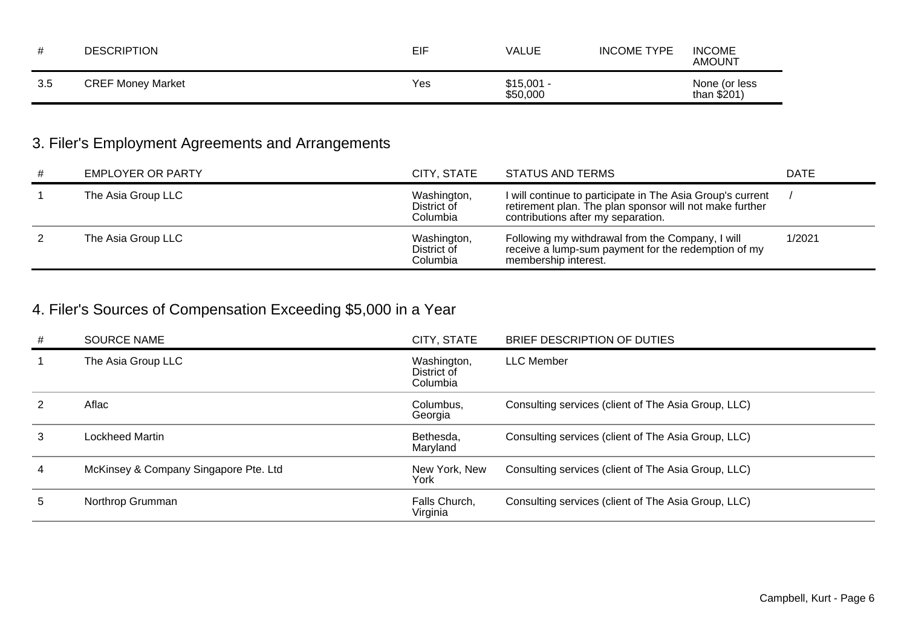| # | DESCRIPTION | EIF | VALUE | INCOME TYPE | INCOME AMOUNT |
|---|---|---|---|---|---|
| 3.5 | CREF Money Market | Yes | $15,001 - $50,000 | | None (or less than $201) |

## 3. Filer's Employment Agreements and Arrangements

| # | EMPLOYER OR PARTY | CITY, STATE | STATUS AND TERMS | DATE |
|---|---|---|---|---|
| 1 | The Asia Group LLC | Washington, District of Columbia | I will continue to participate in The Asia Group's current retirement plan. The plan sponsor will not make further contributions after my separation. | / |
| 2 | The Asia Group LLC | Washington, District of Columbia | Following my withdrawal from the Company, I will receive a lump-sum payment for the redemption of my membership interest. | 1/2021 |

## 4. Filer's Sources of Compensation Exceeding $5,000 in a Year

| # | SOURCE NAME | CITY, STATE | BRIEF DESCRIPTION OF DUTIES |
|---|---|---|---|
| 1 | The Asia Group LLC | Washington, District of Columbia | LLC Member |
| 2 | Aflac | Columbus, Georgia | Consulting services (client of The Asia Group, LLC) |
| 3 | Lockheed Martin | Bethesda, Maryland | Consulting services (client of The Asia Group, LLC) |
| 4 | McKinsey & Company Singapore Pte. Ltd | New York, New York | Consulting services (client of The Asia Group, LLC) |
| 5 | Northrop Grumman | Falls Church, Virginia | Consulting services (client of The Asia Group, LLC) |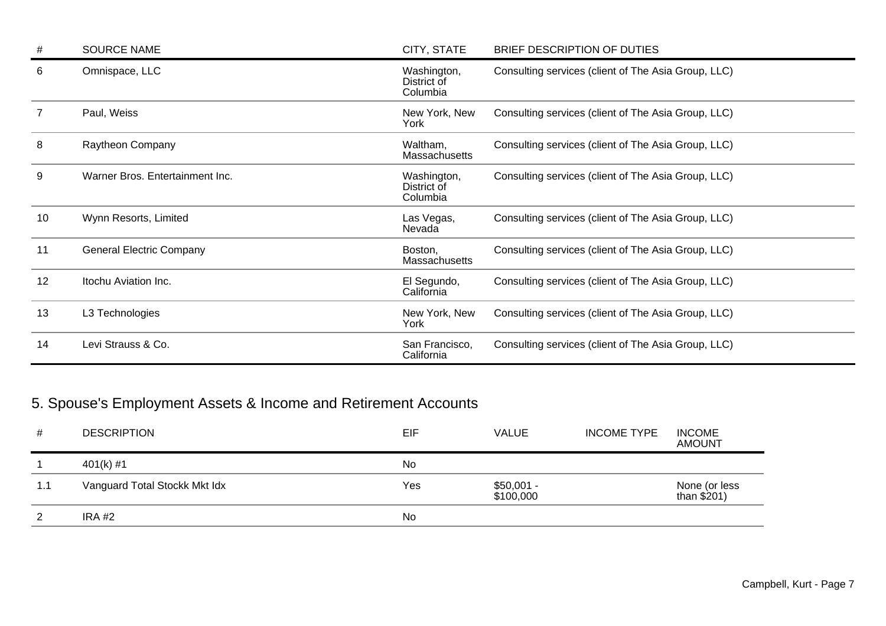| # | SOURCE NAME | CITY, STATE | BRIEF DESCRIPTION OF DUTIES |
|---|---|---|---|
| 6 | Omnispace, LLC | Washington, District of Columbia | Consulting services (client of The Asia Group, LLC) |
| 7 | Paul, Weiss | New York, New York | Consulting services (client of The Asia Group, LLC) |
| 8 | Raytheon Company | Waltham, Massachusetts | Consulting services (client of The Asia Group, LLC) |
| 9 | Warner Bros. Entertainment Inc. | Washington, District of Columbia | Consulting services (client of The Asia Group, LLC) |
| 10 | Wynn Resorts, Limited | Las Vegas, Nevada | Consulting services (client of The Asia Group, LLC) |
| 11 | General Electric Company | Boston, Massachusetts | Consulting services (client of The Asia Group, LLC) |
| 12 | Itochu Aviation Inc. | El Segundo, California | Consulting services (client of The Asia Group, LLC) |
| 13 | L3 Technologies | New York, New York | Consulting services (client of The Asia Group, LLC) |
| 14 | Levi Strauss & Co. | San Francisco, California | Consulting services (client of The Asia Group, LLC) |

## 5. Spouse's Employment Assets & Income and Retirement Accounts

| # | DESCRIPTION | EIF | VALUE | INCOME TYPE | INCOME AMOUNT |
|---|---|---|---|---|---|
| 1 | 401(k) #1 | No | | | |
| 1.1 | Vanguard Total Stockk Mkt Idx | Yes | $50,001 - $100,000 | | None (or less than $201) |
| 2 | IRA #2 | No | | | |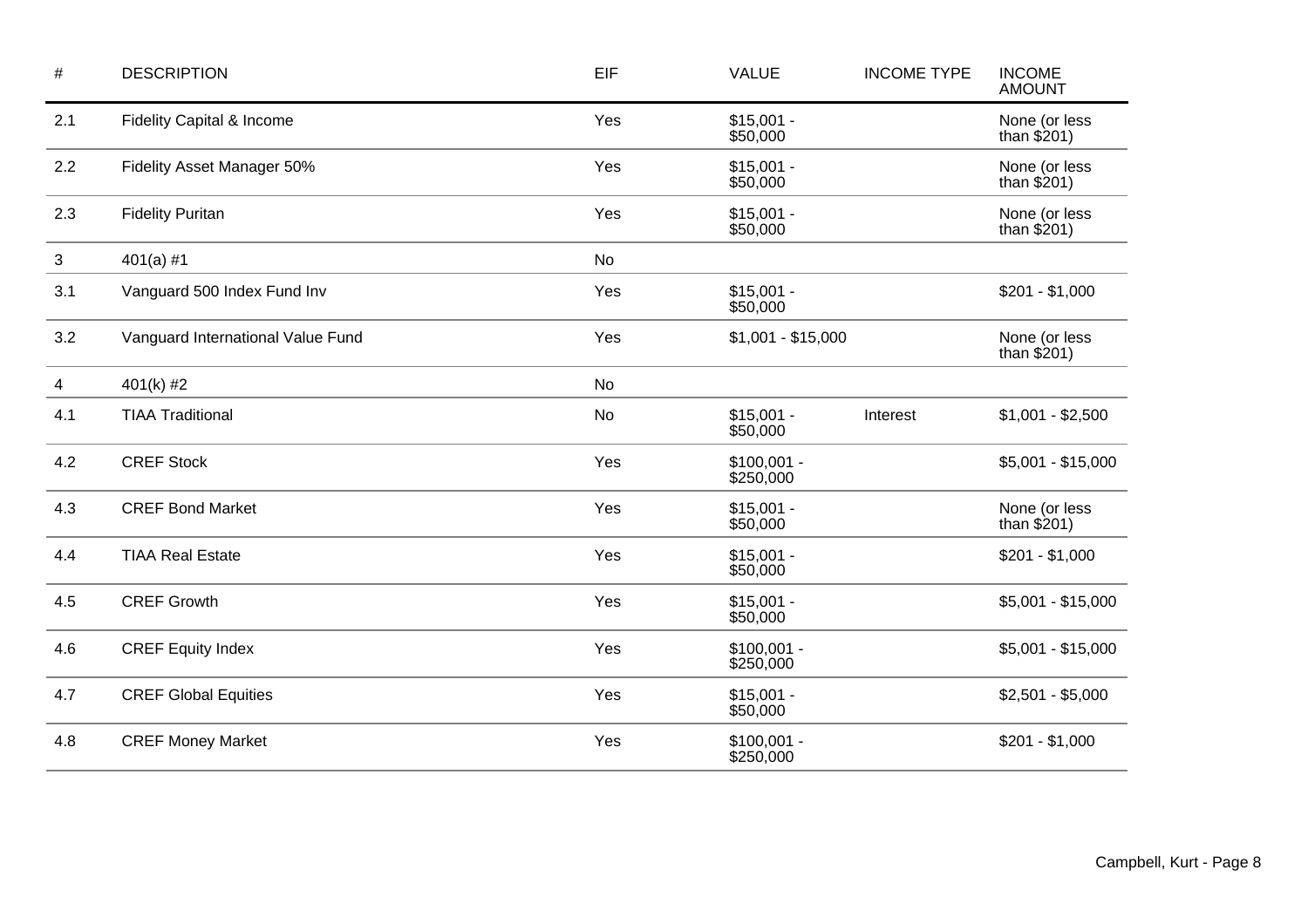| # | DESCRIPTION | EIF | VALUE | INCOME TYPE | INCOME AMOUNT |
| --- | --- | --- | --- | --- | --- |
| 2.1 | Fidelity Capital & Income | Yes | $15,001 - $50,000 | | None (or less than $201) |
| 2.2 | Fidelity Asset Manager 50% | Yes | $15,001 - $50,000 | | None (or less than $201) |
| 2.3 | Fidelity Puritan | Yes | $15,001 - $50,000 | | None (or less than $201) |
| 3 | 401(a) #1 | No | | | |
| 3.1 | Vanguard 500 Index Fund Inv | Yes | $15,001 - $50,000 | | $201 - $1,000 |
| 3.2 | Vanguard International Value Fund | Yes | $1,001 - $15,000 | | None (or less than $201) |
| 4 | 401(k) #2 | No | | | |
| 4.1 | TIAA Traditional | No | $15,001 - $50,000 | Interest | $1,001 - $2,500 |
| 4.2 | CREF Stock | Yes | $100,001 - $250,000 | | $5,001 - $15,000 |
| 4.3 | CREF Bond Market | Yes | $15,001 - $50,000 | | None (or less than $201) |
| 4.4 | TIAA Real Estate | Yes | $15,001 - $50,000 | | $201 - $1,000 |
| 4.5 | CREF Growth | Yes | $15,001 - $50,000 | | $5,001 - $15,000 |
| 4.6 | CREF Equity Index | Yes | $100,001 - $250,000 | | $5,001 - $15,000 |
| 4.7 | CREF Global Equities | Yes | $15,001 - $50,000 | | $2,501 - $5,000 |
| 4.8 | CREF Money Market | Yes | $100,001 - $250,000 | | $201 - $1,000 |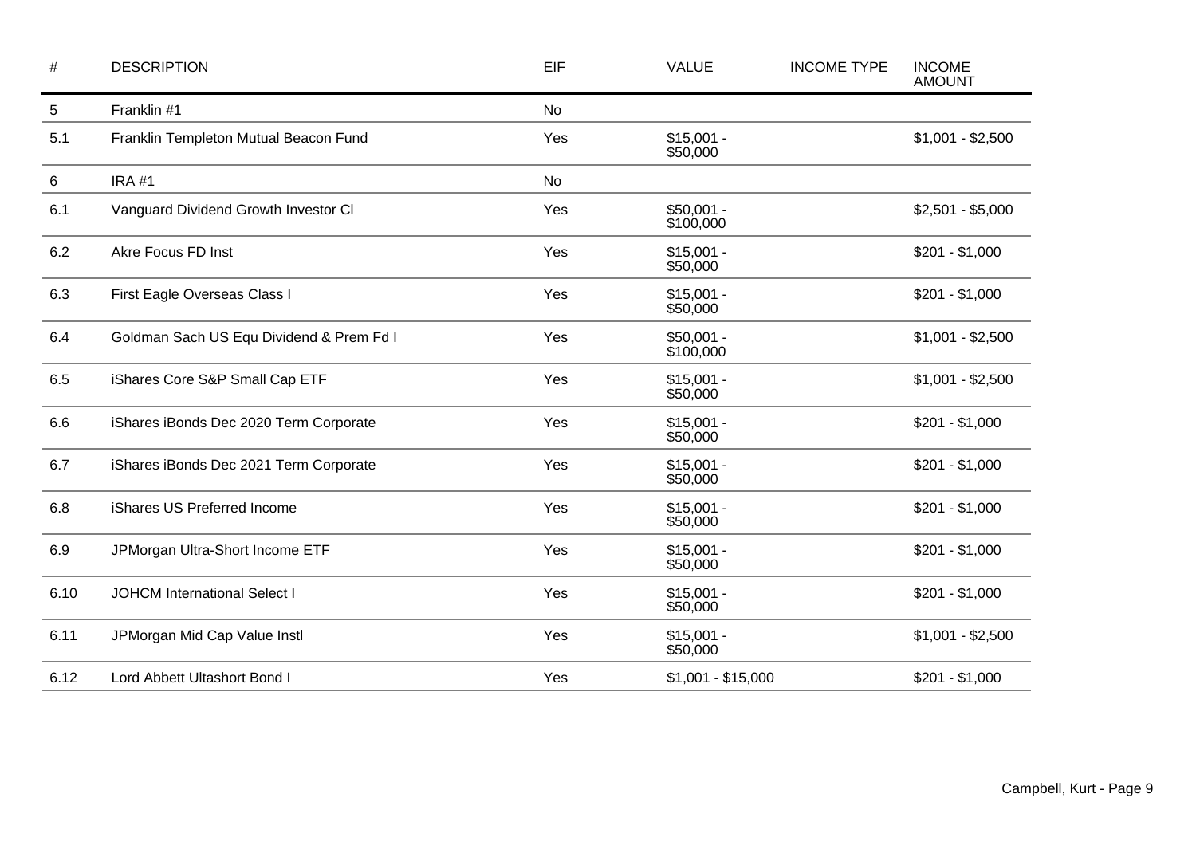| # | DESCRIPTION | EIF | VALUE | INCOME TYPE | INCOME AMOUNT |
|---|---|---|---|---|---|
| 5 | Franklin #1 | No | | | |
| 5.1 | Franklin Templeton Mutual Beacon Fund | Yes | $15,001 - $50,000 | | $1,001 - $2,500 |
| 6 | IRA #1 | No | | | |
| 6.1 | Vanguard Dividend Growth Investor Cl | Yes | $50,001 - $100,000 | | $2,501 - $5,000 |
| 6.2 | Akre Focus FD Inst | Yes | $15,001 - $50,000 | | $201 - $1,000 |
| 6.3 | First Eagle Overseas Class I | Yes | $15,001 - $50,000 | | $201 - $1,000 |
| 6.4 | Goldman Sach US Equ Dividend & Prem Fd I | Yes | $50,001 - $100,000 | | $1,001 - $2,500 |
| 6.5 | iShares Core S&P Small Cap ETF | Yes | $15,001 - $50,000 | | $1,001 - $2,500 |
| 6.6 | iShares iBonds Dec 2020 Term Corporate | Yes | $15,001 - $50,000 | | $201 - $1,000 |
| 6.7 | iShares iBonds Dec 2021 Term Corporate | Yes | $15,001 - $50,000 | | $201 - $1,000 |
| 6.8 | iShares US Preferred Income | Yes | $15,001 - $50,000 | | $201 - $1,000 |
| 6.9 | JPMorgan Ultra-Short Income ETF | Yes | $15,001 - $50,000 | | $201 - $1,000 |
| 6.10 | JOHCM International Select I | Yes | $15,001 - $50,000 | | $201 - $1,000 |
| 6.11 | JPMorgan Mid Cap Value Instl | Yes | $15,001 - $50,000 | | $1,001 - $2,500 |
| 6.12 | Lord Abbett Ultashort Bond I | Yes | $1,001 - $15,000 | | $201 - $1,000 |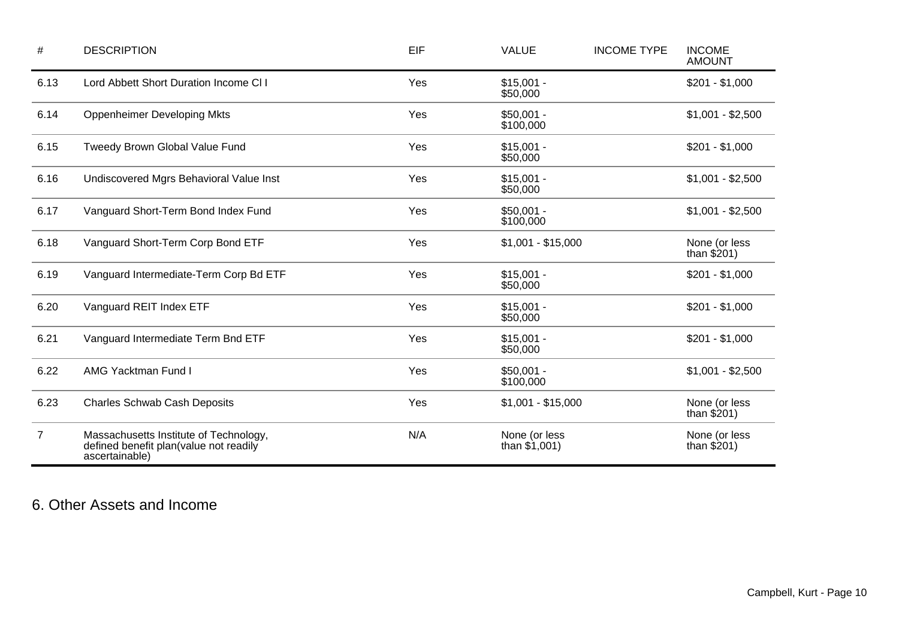| # | DESCRIPTION | EIF | VALUE | INCOME TYPE | INCOME AMOUNT |
|---|---|---|---|---|---|
| 6.13 | Lord Abbett Short Duration Income Cl I | Yes | $15,001 - $50,000 | | $201 - $1,000 |
| 6.14 | Oppenheimer Developing Mkts | Yes | $50,001 - $100,000 | | $1,001 - $2,500 |
| 6.15 | Tweedy Brown Global Value Fund | Yes | $15,001 - $50,000 | | $201 - $1,000 |
| 6.16 | Undiscovered Mgrs Behavioral Value Inst | Yes | $15,001 - $50,000 | | $1,001 - $2,500 |
| 6.17 | Vanguard Short-Term Bond Index Fund | Yes | $50,001 - $100,000 | | $1,001 - $2,500 |
| 6.18 | Vanguard Short-Term Corp Bond ETF | Yes | $1,001 - $15,000 | | None (or less than $201) |
| 6.19 | Vanguard Intermediate-Term Corp Bd ETF | Yes | $15,001 - $50,000 | | $201 - $1,000 |
| 6.20 | Vanguard REIT Index ETF | Yes | $15,001 - $50,000 | | $201 - $1,000 |
| 6.21 | Vanguard Intermediate Term Bnd ETF | Yes | $15,001 - $50,000 | | $201 - $1,000 |
| 6.22 | AMG Yacktman Fund I | Yes | $50,001 - $100,000 | | $1,001 - $2,500 |
| 6.23 | Charles Schwab Cash Deposits | Yes | $1,001 - $15,000 | | None (or less than $201) |
| 7 | Massachusetts Institute of Technology, defined benefit plan(value not readily ascertainable) | N/A | None (or less than $1,001) | | None (or less than $201) |

## 6. Other Assets and Income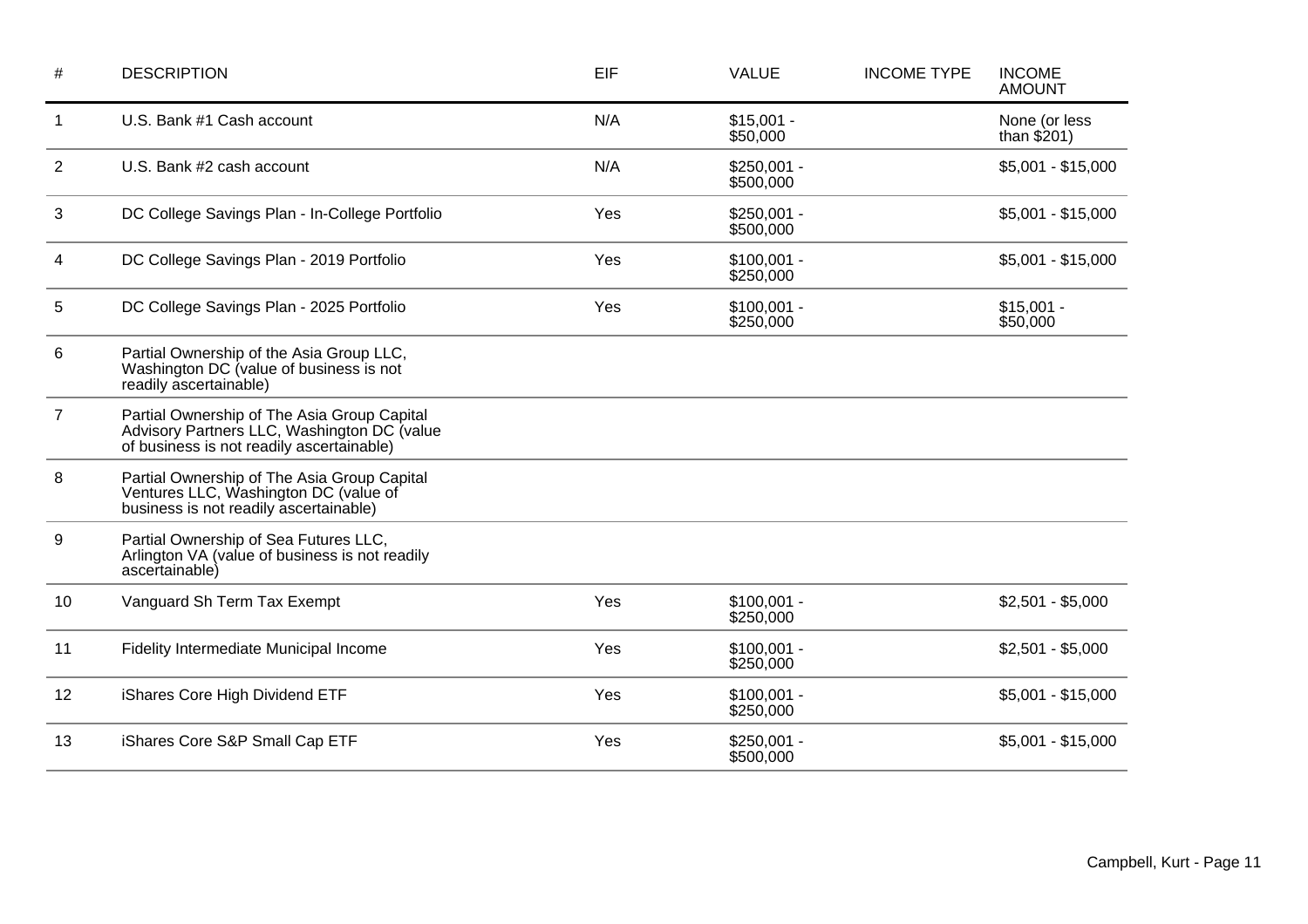| # | DESCRIPTION | EIF | VALUE | INCOME TYPE | INCOME AMOUNT |
|---|---|---|---|---|---|
| 1 | U.S. Bank #1 Cash account | N/A | $15,001 - $50,000 | | None (or less than $201) |
| 2 | U.S. Bank #2 cash account | N/A | $250,001 - $500,000 | | $5,001 - $15,000 |
| 3 | DC College Savings Plan - In-College Portfolio | Yes | $250,001 - $500,000 | | $5,001 - $15,000 |
| 4 | DC College Savings Plan - 2019 Portfolio | Yes | $100,001 - $250,000 | | $5,001 - $15,000 |
| 5 | DC College Savings Plan - 2025 Portfolio | Yes | $100,001 - $250,000 | | $15,001 - $50,000 |
| 6 | Partial Ownership of the Asia Group LLC, Washington DC (value of business is not readily ascertainable) | | | | |
| 7 | Partial Ownership of The Asia Group Capital Advisory Partners LLC, Washington DC (value of business is not readily ascertainable) | | | | |
| 8 | Partial Ownership of The Asia Group Capital Ventures LLC, Washington DC (value of business is not readily ascertainable) | | | | |
| 9 | Partial Ownership of Sea Futures LLC, Arlington VA (value of business is not readily ascertainable) | | | | |
| 10 | Vanguard Sh Term Tax Exempt | Yes | $100,001 - $250,000 | | $2,501 - $5,000 |
| 11 | Fidelity Intermediate Municipal Income | Yes | $100,001 - $250,000 | | $2,501 - $5,000 |
| 12 | iShares Core High Dividend ETF | Yes | $100,001 - $250,000 | | $5,001 - $15,000 |
| 13 | iShares Core S&P Small Cap ETF | Yes | $250,001 - $500,000 | | $5,001 - $15,000 |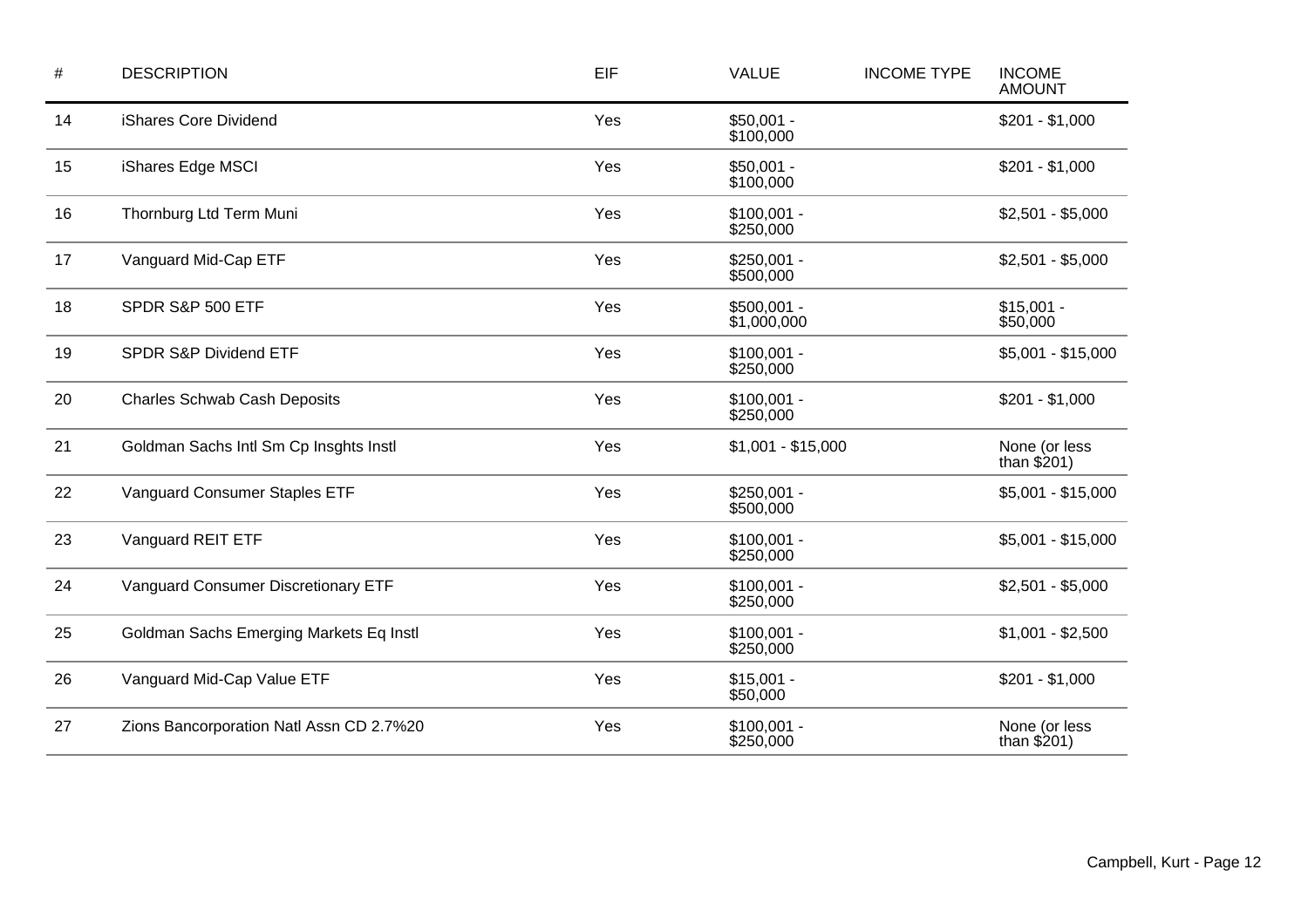| # | DESCRIPTION | EIF | VALUE | INCOME TYPE | INCOME AMOUNT |
|---|---|---|---|---|---|
| 14 | iShares Core Dividend | Yes | $50,001 - $100,000 | | $201 - $1,000 |
| 15 | iShares Edge MSCI | Yes | $50,001 - $100,000 | | $201 - $1,000 |
| 16 | Thornburg Ltd Term Muni | Yes | $100,001 - $250,000 | | $2,501 - $5,000 |
| 17 | Vanguard Mid-Cap ETF | Yes | $250,001 - $500,000 | | $2,501 - $5,000 |
| 18 | SPDR S&P 500 ETF | Yes | $500,001 - $1,000,000 | | $15,001 - $50,000 |
| 19 | SPDR S&P Dividend ETF | Yes | $100,001 - $250,000 | | $5,001 - $15,000 |
| 20 | Charles Schwab Cash Deposits | Yes | $100,001 - $250,000 | | $201 - $1,000 |
| 21 | Goldman Sachs Intl Sm Cp Insghts Instl | Yes | $1,001 - $15,000 | | None (or less than $201) |
| 22 | Vanguard Consumer Staples ETF | Yes | $250,001 - $500,000 | | $5,001 - $15,000 |
| 23 | Vanguard REIT ETF | Yes | $100,001 - $250,000 | | $5,001 - $15,000 |
| 24 | Vanguard Consumer Discretionary ETF | Yes | $100,001 - $250,000 | | $2,501 - $5,000 |
| 25 | Goldman Sachs Emerging Markets Eq Instl | Yes | $100,001 - $250,000 | | $1,001 - $2,500 |
| 26 | Vanguard Mid-Cap Value ETF | Yes | $15,001 - $50,000 | | $201 - $1,000 |
| 27 | Zions Bancorporation Natl Assn CD 2.7%20 | Yes | $100,001 - $250,000 | | None (or less than $201) |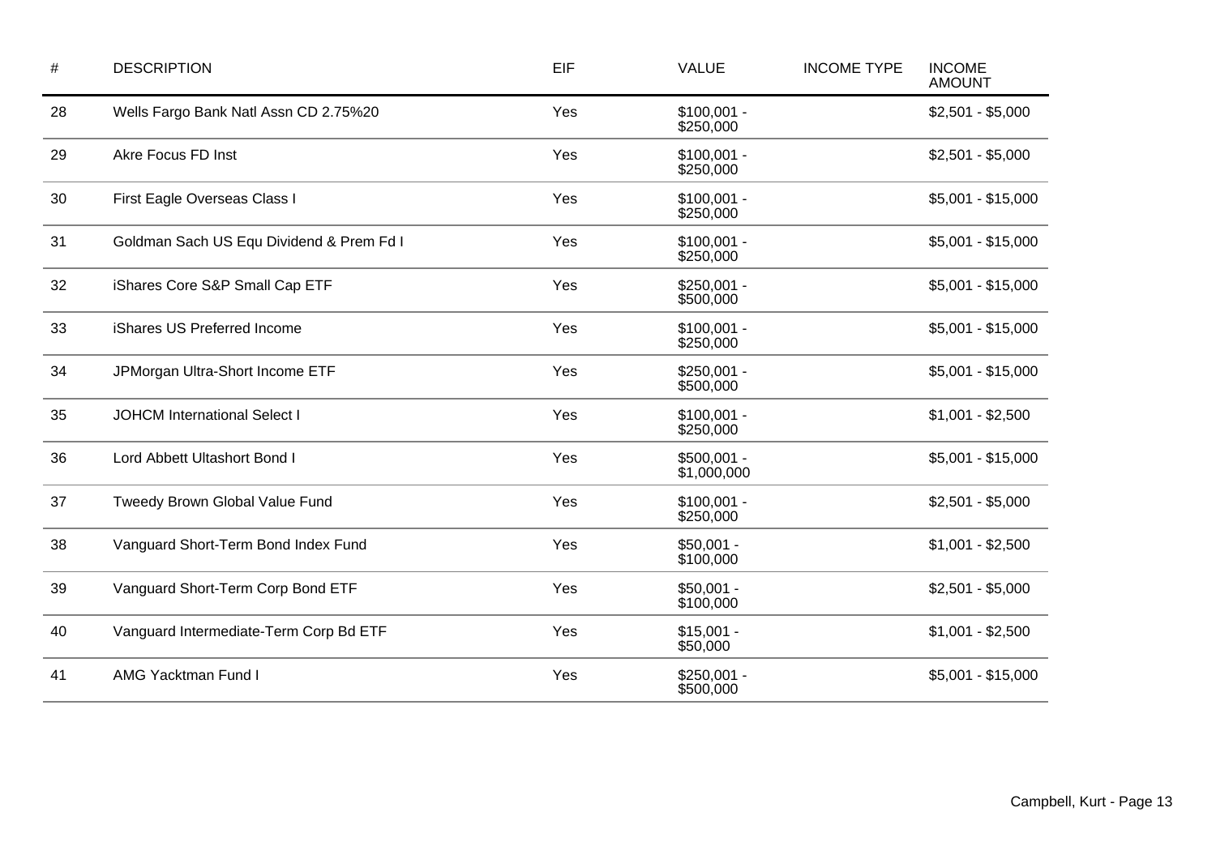| # | DESCRIPTION | EIF | VALUE | INCOME TYPE | INCOME AMOUNT |
|---|---|---|---|---|---|
| 28 | Wells Fargo Bank Natl Assn CD 2.75%20 | Yes | $100,001 - $250,000 | | $2,501 - $5,000 |
| 29 | Akre Focus FD Inst | Yes | $100,001 - $250,000 | | $2,501 - $5,000 |
| 30 | First Eagle Overseas Class I | Yes | $100,001 - $250,000 | | $5,001 - $15,000 |
| 31 | Goldman Sach US Equ Dividend & Prem Fd I | Yes | $100,001 - $250,000 | | $5,001 - $15,000 |
| 32 | iShares Core S&P Small Cap ETF | Yes | $250,001 - $500,000 | | $5,001 - $15,000 |
| 33 | iShares US Preferred Income | Yes | $100,001 - $250,000 | | $5,001 - $15,000 |
| 34 | JPMorgan Ultra-Short Income ETF | Yes | $250,001 - $500,000 | | $5,001 - $15,000 |
| 35 | JOHCM International Select I | Yes | $100,001 - $250,000 | | $1,001 - $2,500 |
| 36 | Lord Abbett Ultashort Bond I | Yes | $500,001 - $1,000,000 | | $5,001 - $15,000 |
| 37 | Tweedy Brown Global Value Fund | Yes | $100,001 - $250,000 | | $2,501 - $5,000 |
| 38 | Vanguard Short-Term Bond Index Fund | Yes | $50,001 - $100,000 | | $1,001 - $2,500 |
| 39 | Vanguard Short-Term Corp Bond ETF | Yes | $50,001 - $100,000 | | $2,501 - $5,000 |
| 40 | Vanguard Intermediate-Term Corp Bd ETF | Yes | $15,001 - $50,000 | | $1,001 - $2,500 |
| 41 | AMG Yacktman Fund I | Yes | $250,001 - $500,000 | | $5,001 - $15,000 |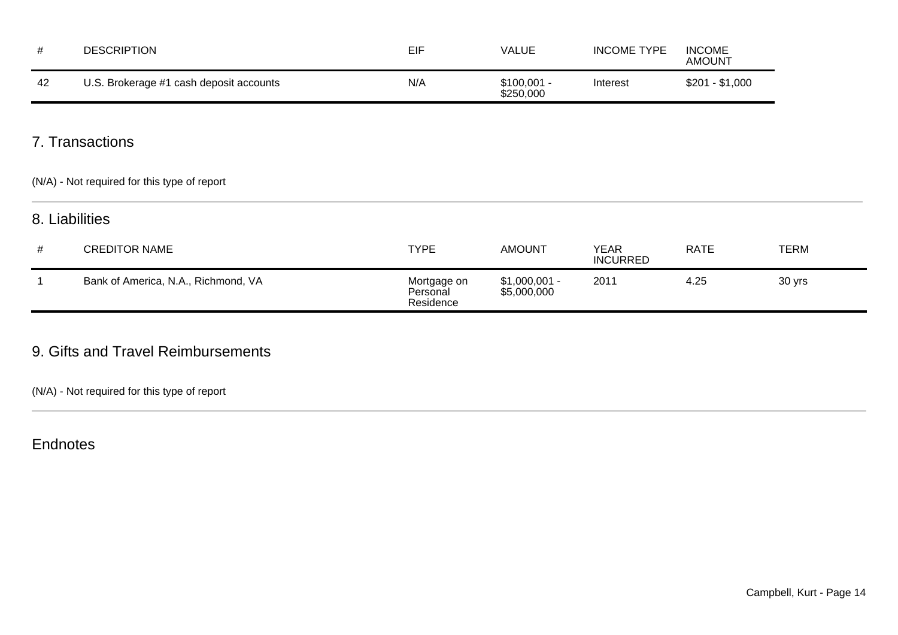| # | DESCRIPTION | EIF | VALUE | INCOME TYPE | INCOME AMOUNT |
|---|---|---|---|---|---|
| 42 | U.S. Brokerage #1 cash deposit accounts | N/A | $100,001 - $250,000 | Interest | $201 - $1,000 |

## 7. Transactions

(N/A) - Not required for this type of report

## 8. Liabilities

| # | CREDITOR NAME | TYPE | AMOUNT | YEAR INCURRED | RATE | TERM |
|---|---|---|---|---|---|---|
| 1 | Bank of America, N.A., Richmond, VA | Mortgage on Personal Residence | $1,000,001 - $5,000,000 | 2011 | 4.25 | 30 yrs |

## 9. Gifts and Travel Reimbursements

(N/A) - Not required for this type of report

## Endnotes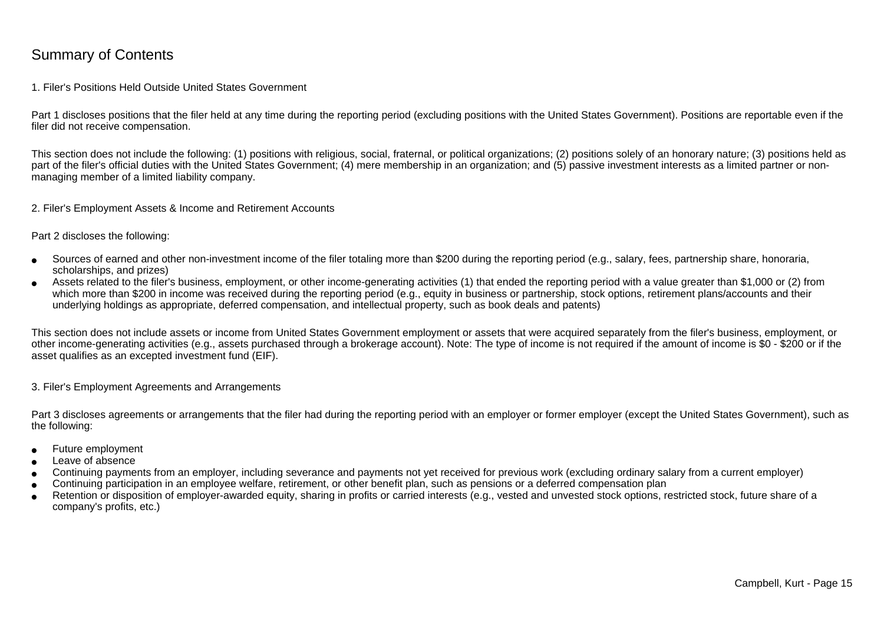# Summary of Contents

## 1. Filer's Positions Held Outside United States Government

Part 1 discloses positions that the filer held at any time during the reporting period (excluding positions with the United States Government). Positions are reportable even if the filer did not receive compensation.

This section does not include the following: (1) positions with religious, social, fraternal, or political organizations; (2) positions solely of an honorary nature; (3) positions held as part of the filer's official duties with the United States Government; (4) mere membership in an organization; and (5) passive investment interests as a limited partner or non-managing member of a limited liability company.

## 2. Filer's Employment Assets & Income and Retirement Accounts

Part 2 discloses the following:

- Sources of earned and other non-investment income of the filer totaling more than $200 during the reporting period (e.g., salary, fees, partnership share, honoraria, scholarships, and prizes)
- Assets related to the filer's business, employment, or other income-generating activities (1) that ended the reporting period with a value greater than $1,000 or (2) from which more than $200 in income was received during the reporting period (e.g., equity in business or partnership, stock options, retirement plans/accounts and their underlying holdings as appropriate, deferred compensation, and intellectual property, such as book deals and patents)

This section does not include assets or income from United States Government employment or assets that were acquired separately from the filer's business, employment, or other income-generating activities (e.g., assets purchased through a brokerage account). Note: The type of income is not required if the amount of income is $0 - $200 or if the asset qualifies as an excepted investment fund (EIF).

## 3. Filer's Employment Agreements and Arrangements

Part 3 discloses agreements or arrangements that the filer had during the reporting period with an employer or former employer (except the United States Government), such as the following:

- Future employment
- Leave of absence
- Continuing payments from an employer, including severance and payments not yet received for previous work (excluding ordinary salary from a current employer)
- Continuing participation in an employee welfare, retirement, or other benefit plan, such as pensions or a deferred compensation plan
- Retention or disposition of employer-awarded equity, sharing in profits or carried interests (e.g., vested and unvested stock options, restricted stock, future share of a company's profits, etc.)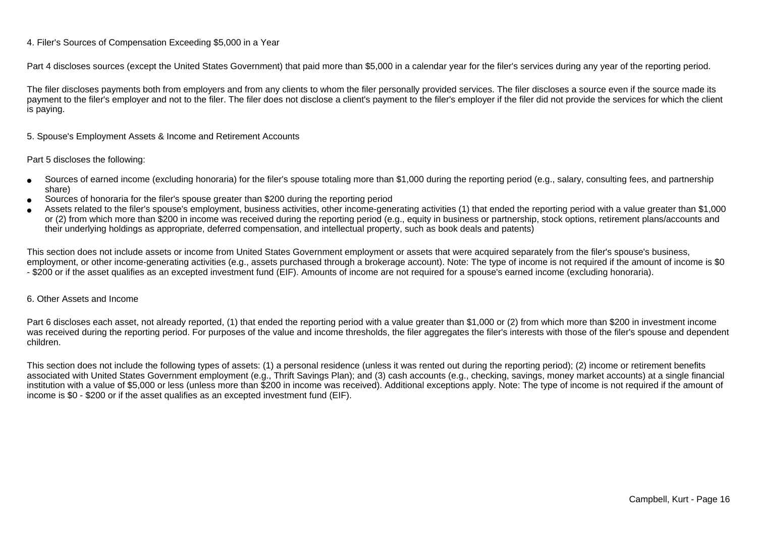### 4. Filer's Sources of Compensation Exceeding $5,000 in a Year

Part 4 discloses sources (except the United States Government) that paid more than $5,000 in a calendar year for the filer's services during any year of the reporting period.

The filer discloses payments both from employers and from any clients to whom the filer personally provided services. The filer discloses a source even if the source made its payment to the filer's employer and not to the filer. The filer does not disclose a client's payment to the filer's employer if the filer did not provide the services for which the client is paying.

### 5. Spouse's Employment Assets & Income and Retirement Accounts

Part 5 discloses the following:

- Sources of earned income (excluding honoraria) for the filer's spouse totaling more than $1,000 during the reporting period (e.g., salary, consulting fees, and partnership share)
- Sources of honoraria for the filer's spouse greater than $200 during the reporting period
- Assets related to the filer's spouse's employment, business activities, other income-generating activities (1) that ended the reporting period with a value greater than $1,000 or (2) from which more than $200 in income was received during the reporting period (e.g., equity in business or partnership, stock options, retirement plans/accounts and their underlying holdings as appropriate, deferred compensation, and intellectual property, such as book deals and patents)

This section does not include assets or income from United States Government employment or assets that were acquired separately from the filer's spouse's business, employment, or other income-generating activities (e.g., assets purchased through a brokerage account). Note: The type of income is not required if the amount of income is $0 - $200 or if the asset qualifies as an excepted investment fund (EIF). Amounts of income are not required for a spouse's earned income (excluding honoraria).

### 6. Other Assets and Income

Part 6 discloses each asset, not already reported, (1) that ended the reporting period with a value greater than $1,000 or (2) from which more than $200 in investment income was received during the reporting period. For purposes of the value and income thresholds, the filer aggregates the filer's interests with those of the filer's spouse and dependent children.

This section does not include the following types of assets: (1) a personal residence (unless it was rented out during the reporting period); (2) income or retirement benefits associated with United States Government employment (e.g., Thrift Savings Plan); and (3) cash accounts (e.g., checking, savings, money market accounts) at a single financial institution with a value of $5,000 or less (unless more than $200 in income was received). Additional exceptions apply. Note: The type of income is not required if the amount of income is $0 - $200 or if the asset qualifies as an excepted investment fund (EIF).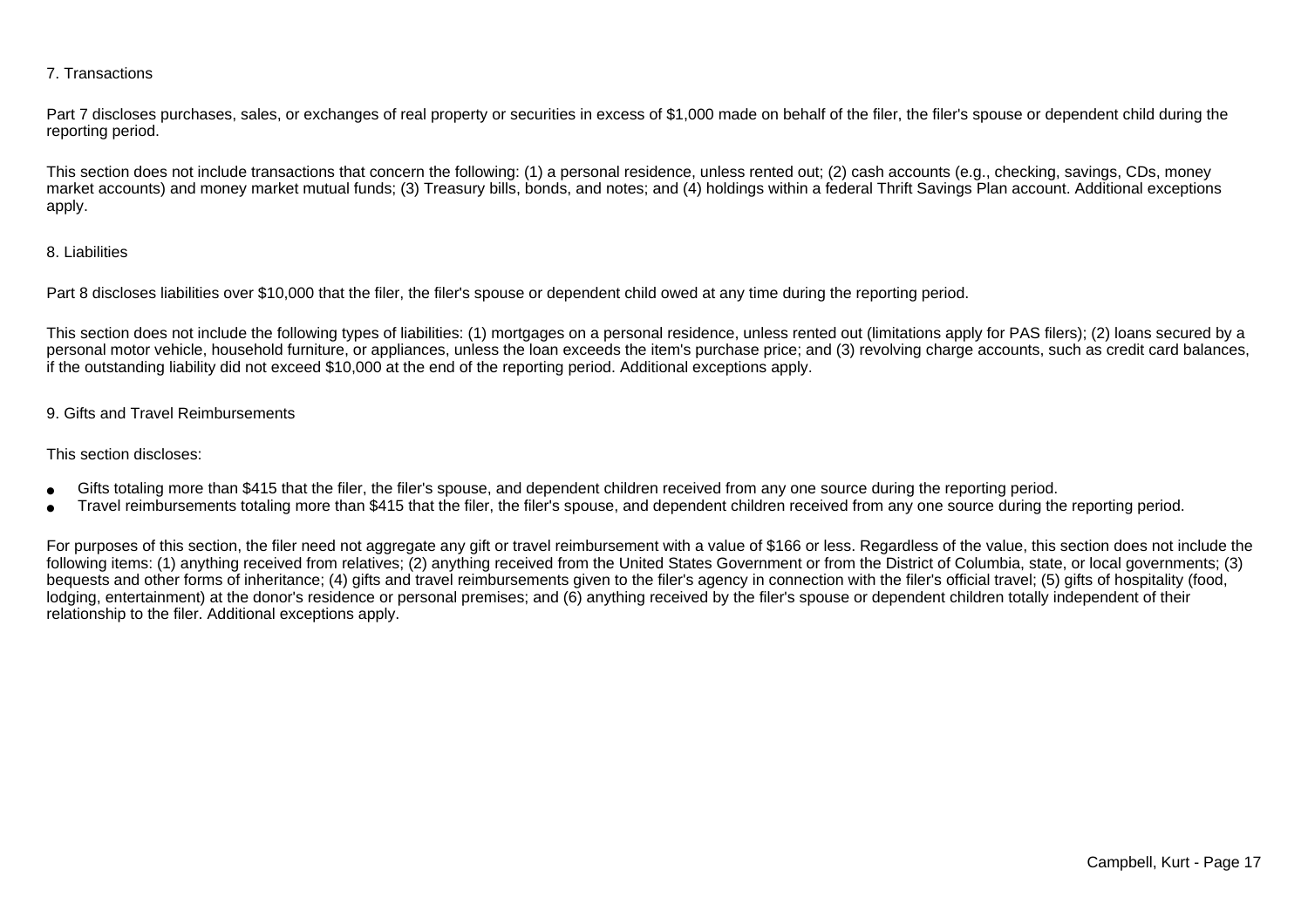### 7. Transactions

Part 7 discloses purchases, sales, or exchanges of real property or securities in excess of $1,000 made on behalf of the filer, the filer's spouse or dependent child during the reporting period.

This section does not include transactions that concern the following: (1) a personal residence, unless rented out; (2) cash accounts (e.g., checking, savings, CDs, money market accounts) and money market mutual funds; (3) Treasury bills, bonds, and notes; and (4) holdings within a federal Thrift Savings Plan account. Additional exceptions apply.

### 8. Liabilities

Part 8 discloses liabilities over $10,000 that the filer, the filer's spouse or dependent child owed at any time during the reporting period.

This section does not include the following types of liabilities: (1) mortgages on a personal residence, unless rented out (limitations apply for PAS filers); (2) loans secured by a personal motor vehicle, household furniture, or appliances, unless the loan exceeds the item's purchase price; and (3) revolving charge accounts, such as credit card balances, if the outstanding liability did not exceed $10,000 at the end of the reporting period. Additional exceptions apply.

### 9. Gifts and Travel Reimbursements

This section discloses:

- Gifts totaling more than $415 that the filer, the filer's spouse, and dependent children received from any one source during the reporting period.
- Travel reimbursements totaling more than $415 that the filer, the filer's spouse, and dependent children received from any one source during the reporting period.

For purposes of this section, the filer need not aggregate any gift or travel reimbursement with a value of $166 or less. Regardless of the value, this section does not include the following items: (1) anything received from relatives; (2) anything received from the United States Government or from the District of Columbia, state, or local governments; (3) bequests and other forms of inheritance; (4) gifts and travel reimbursements given to the filer's agency in connection with the filer's official travel; (5) gifts of hospitality (food, lodging, entertainment) at the donor's residence or personal premises; and (6) anything received by the filer's spouse or dependent children totally independent of their relationship to the filer. Additional exceptions apply.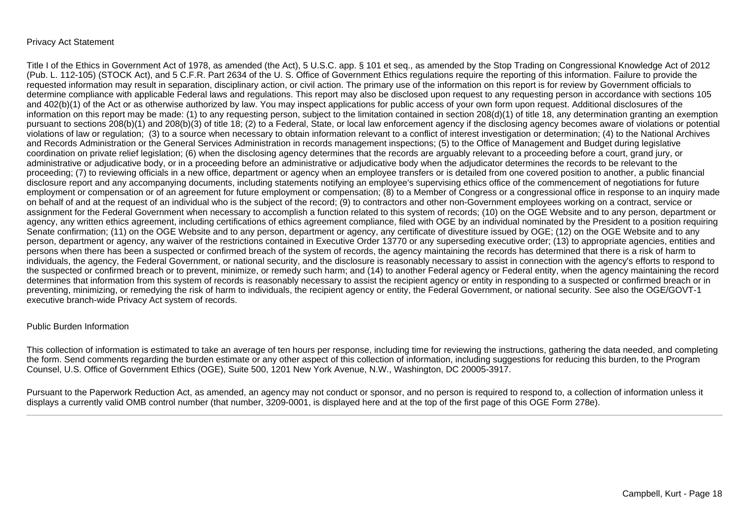## Privacy Act Statement

Title I of the Ethics in Government Act of 1978, as amended (the Act), 5 U.S.C. app. § 101 et seq., as amended by the Stop Trading on Congressional Knowledge Act of 2012 (Pub. L. 112-105) (STOCK Act), and 5 C.F.R. Part 2634 of the U. S. Office of Government Ethics regulations require the reporting of this information. Failure to provide the requested information may result in separation, disciplinary action, or civil action. The primary use of the information on this report is for review by Government officials to determine compliance with applicable Federal laws and regulations. This report may also be disclosed upon request to any requesting person in accordance with sections 105 and 402(b)(1) of the Act or as otherwise authorized by law. You may inspect applications for public access of your own form upon request. Additional disclosures of the information on this report may be made: (1) to any requesting person, subject to the limitation contained in section 208(d)(1) of title 18, any determination granting an exemption pursuant to sections 208(b)(1) and 208(b)(3) of title 18; (2) to a Federal, State, or local law enforcement agency if the disclosing agency becomes aware of violations or potential violations of law or regulation; (3) to a source when necessary to obtain information relevant to a conflict of interest investigation or determination; (4) to the National Archives and Records Administration or the General Services Administration in records management inspections; (5) to the Office of Management and Budget during legislative coordination on private relief legislation; (6) when the disclosing agency determines that the records are arguably relevant to a proceeding before a court, grand jury, or administrative or adjudicative body, or in a proceeding before an administrative or adjudicative body when the adjudicator determines the records to be relevant to the proceeding; (7) to reviewing officials in a new office, department or agency when an employee transfers or is detailed from one covered position to another, a public financial disclosure report and any accompanying documents, including statements notifying an employee's supervising ethics office of the commencement of negotiations for future employment or compensation or of an agreement for future employment or compensation; (8) to a Member of Congress or a congressional office in response to an inquiry made on behalf of and at the request of an individual who is the subject of the record; (9) to contractors and other non-Government employees working on a contract, service or assignment for the Federal Government when necessary to accomplish a function related to this system of records; (10) on the OGE Website and to any person, department or agency, any written ethics agreement, including certifications of ethics agreement compliance, filed with OGE by an individual nominated by the President to a position requiring Senate confirmation; (11) on the OGE Website and to any person, department or agency, any certificate of divestiture issued by OGE; (12) on the OGE Website and to any person, department or agency, any waiver of the restrictions contained in Executive Order 13770 or any superseding executive order; (13) to appropriate agencies, entities and persons when there has been a suspected or confirmed breach of the system of records, the agency maintaining the records has determined that there is a risk of harm to individuals, the agency, the Federal Government, or national security, and the disclosure is reasonably necessary to assist in connection with the agency's efforts to respond to the suspected or confirmed breach or to prevent, minimize, or remedy such harm; and (14) to another Federal agency or Federal entity, when the agency maintaining the record determines that information from this system of records is reasonably necessary to assist the recipient agency or entity in responding to a suspected or confirmed breach or in preventing, minimizing, or remedying the risk of harm to individuals, the recipient agency or entity, the Federal Government, or national security. See also the OGE/GOVT-1 executive branch-wide Privacy Act system of records.

## Public Burden Information

This collection of information is estimated to take an average of ten hours per response, including time for reviewing the instructions, gathering the data needed, and completing the form. Send comments regarding the burden estimate or any other aspect of this collection of information, including suggestions for reducing this burden, to the Program Counsel, U.S. Office of Government Ethics (OGE), Suite 500, 1201 New York Avenue, N.W., Washington, DC 20005-3917.

Pursuant to the Paperwork Reduction Act, as amended, an agency may not conduct or sponsor, and no person is required to respond to, a collection of information unless it displays a currently valid OMB control number (that number, 3209-0001, is displayed here and at the top of the first page of this OGE Form 278e).